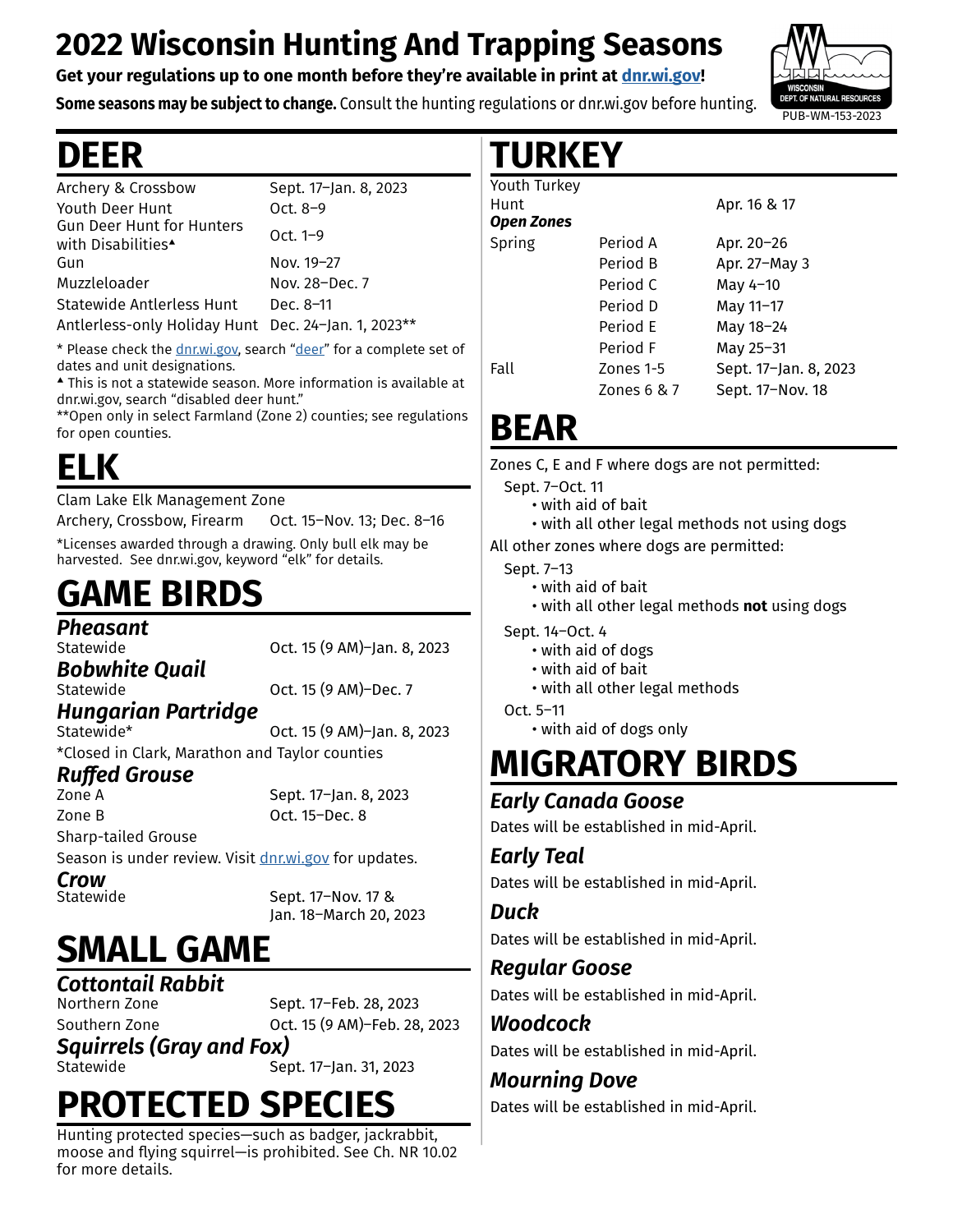# 2022 Wisconsin Hunting And Trapping Seasons

**Get your regulations up to one month before they're available in print at dnr.wi.gov!**

**Some seasons may be subject to change.** Consult the hunting regulations or dnr.wi.gov before hunting.

PUB-WM-153-2023

## DEER

| | |
|---|---|
| Archery & Crossbow | Sept. 17–Jan. 8, 2023 |
| Youth Deer Hunt | Oct. 8–9 |
| Gun Deer Hunt for Hunters with Disabilities▲ | Oct. 1–9 |
| Gun | Nov. 19–27 |
| Muzzleloader | Nov. 28–Dec. 7 |
| Statewide Antlerless Hunt | Dec. 8–11 |
| Antlerless-only Holiday Hunt | Dec. 24–Jan. 1, 2023** |

* Please check the dnr.wi.gov, search "deer" for a complete set of dates and unit designations.

▲ This is not a statewide season. More information is available at dnr.wi.gov, search "disabled deer hunt."

**Open only in select Farmland (Zone 2) counties; see regulations for open counties.

## ELK

Clam Lake Elk Management Zone

| | |
|---|---|
| Archery, Crossbow, Firearm | Oct. 15–Nov. 13; Dec. 8–16 |

*Licenses awarded through a drawing. Only bull elk may be harvested. See dnr.wi.gov, keyword "elk" for details.

## GAME BIRDS

### *Pheasant*

| | |
|---|---|
| Statewide | Oct. 15 (9 AM)–Jan. 8, 2023 |

### *Bobwhite Quail*

| | |
|---|---|
| Statewide | Oct. 15 (9 AM)–Dec. 7 |

### *Hungarian Partridge*

| | |
|---|---|
| Statewide* | Oct. 15 (9 AM)–Jan. 8, 2023 |

*Closed in Clark, Marathon and Taylor counties

### *Ruffed Grouse*

| | |
|---|---|
| Zone A | Sept. 17–Jan. 8, 2023 |
| Zone B | Oct. 15–Dec. 8 |

Sharp-tailed Grouse

Season is under review. Visit dnr.wi.gov for updates.

### *Crow*

| | |
|---|---|
| Statewide | Sept. 17–Nov. 17 & Jan. 18–March 20, 2023 |

## SMALL GAME

### *Cottontail Rabbit*

| | |
|---|---|
| Northern Zone | Sept. 17–Feb. 28, 2023 |
| Southern Zone | Oct. 15 (9 AM)–Feb. 28, 2023 |

### *Squirrels (Gray and Fox)*

| | |
|---|---|
| Statewide | Sept. 17–Jan. 31, 2023 |

## PROTECTED SPECIES

Hunting protected species—such as badger, jackrabbit, moose and flying squirrel—is prohibited. See Ch. NR 10.02 for more details.

## TURKEY

| | | |
|---|---|---|
| Youth Turkey Hunt | | Apr. 16 & 17 |
| ***Open Zones*** | | |
| Spring | Period A | Apr. 20–26 |
| | Period B | Apr. 27–May 3 |
| | Period C | May 4–10 |
| | Period D | May 11–17 |
| | Period E | May 18–24 |
| | Period F | May 25–31 |
| Fall | Zones 1-5 | Sept. 17–Jan. 8, 2023 |
| | Zones 6 & 7 | Sept. 17–Nov. 18 |

## BEAR

Zones C, E and F where dogs are not permitted:

Sept. 7–Oct. 11
- with aid of bait
- with all other legal methods not using dogs

All other zones where dogs are permitted:

Sept. 7–13
- with aid of bait
- with all other legal methods **not** using dogs

Sept. 14–Oct. 4
- with aid of dogs
- with aid of bait
- with all other legal methods

Oct. 5–11
- with aid of dogs only

## MIGRATORY BIRDS

### *Early Canada Goose*

Dates will be established in mid-April.

### *Early Teal*

Dates will be established in mid-April.

### *Duck*

Dates will be established in mid-April.

### *Regular Goose*

Dates will be established in mid-April.

### *Woodcock*

Dates will be established in mid-April.

### *Mourning Dove*

Dates will be established in mid-April.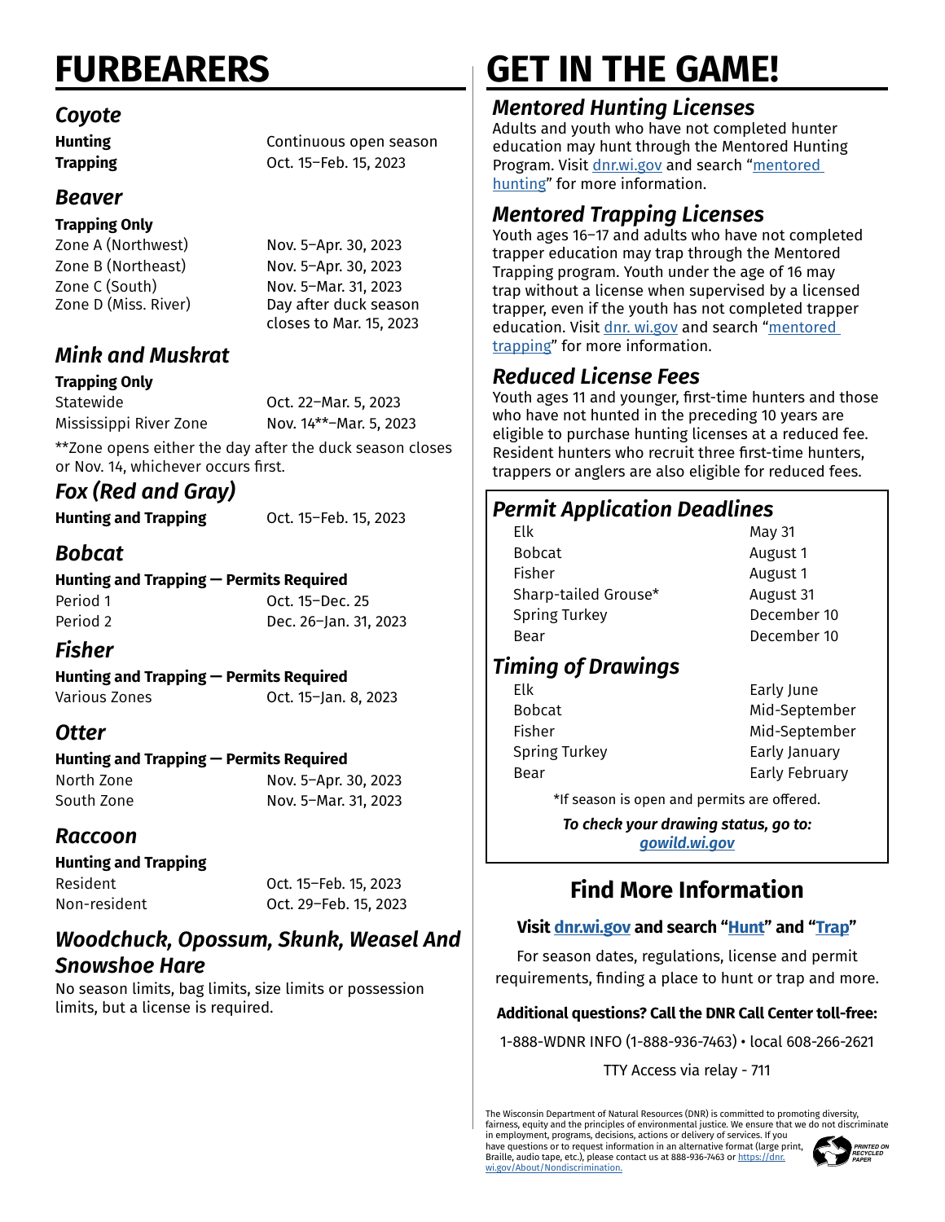# FURBEARERS

## *Coyote*

| | |
|---|---|
| **Hunting** | Continuous open season |
| **Trapping** | Oct. 15–Feb. 15, 2023 |

## *Beaver*

**Trapping Only**

| | |
|---|---|
| Zone A (Northwest) | Nov. 5–Apr. 30, 2023 |
| Zone B (Northeast) | Nov. 5–Apr. 30, 2023 |
| Zone C (South) | Nov. 5–Mar. 31, 2023 |
| Zone D (Miss. River) | Day after duck season closes to Mar. 15, 2023 |

## *Mink and Muskrat*

**Trapping Only**

| | |
|---|---|
| Statewide | Oct. 22–Mar. 5, 2023 |
| Mississippi River Zone | Nov. 14**–Mar. 5, 2023 |

**Zone opens either the day after the duck season closes or Nov. 14, whichever occurs first.

## *Fox (Red and Gray)*

| | |
|---|---|
| **Hunting and Trapping** | Oct. 15–Feb. 15, 2023 |

## *Bobcat*

**Hunting and Trapping — Permits Required**

| | |
|---|---|
| Period 1 | Oct. 15–Dec. 25 |
| Period 2 | Dec. 26–Jan. 31, 2023 |

## *Fisher*

**Hunting and Trapping — Permits Required**

| | |
|---|---|
| Various Zones | Oct. 15–Jan. 8, 2023 |

## *Otter*

**Hunting and Trapping — Permits Required**

| | |
|---|---|
| North Zone | Nov. 5–Apr. 30, 2023 |
| South Zone | Nov. 5–Mar. 31, 2023 |

## *Raccoon*

**Hunting and Trapping**

| | |
|---|---|
| Resident | Oct. 15–Feb. 15, 2023 |
| Non-resident | Oct. 29–Feb. 15, 2023 |

## *Woodchuck, Opossum, Skunk, Weasel And Snowshoe Hare*

No season limits, bag limits, size limits or possession limits, but a license is required.

# GET IN THE GAME!

## *Mentored Hunting Licenses*

Adults and youth who have not completed hunter education may hunt through the Mentored Hunting Program. Visit dnr.wi.gov and search "mentored hunting" for more information.

## *Mentored Trapping Licenses*

Youth ages 16–17 and adults who have not completed trapper education may trap through the Mentored Trapping program. Youth under the age of 16 may trap without a license when supervised by a licensed trapper, even if the youth has not completed trapper education. Visit dnr. wi.gov and search "mentored trapping" for more information.

## *Reduced License Fees*

Youth ages 11 and younger, first-time hunters and those who have not hunted in the preceding 10 years are eligible to purchase hunting licenses at a reduced fee. Resident hunters who recruit three first-time hunters, trappers or anglers are also eligible for reduced fees.

## *Permit Application Deadlines*

| | |
|---|---|
| Elk | May 31 |
| Bobcat | August 1 |
| Fisher | August 1 |
| Sharp-tailed Grouse* | August 31 |
| Spring Turkey | December 10 |
| Bear | December 10 |

## *Timing of Drawings*

| | |
|---|---|
| Elk | Early June |
| Bobcat | Mid-September |
| Fisher | Mid-September |
| Spring Turkey | Early January |
| Bear | Early February |

*If season is open and permits are offered.

***To check your drawing status, go to:*** gowild.wi.gov

## Find More Information

**Visit dnr.wi.gov and search "Hunt" and "Trap"**

For season dates, regulations, license and permit requirements, finding a place to hunt or trap and more.

**Additional questions? Call the DNR Call Center toll-free:**

1-888-WDNR INFO (1-888-936-7463) • local 608-266-2621

TTY Access via relay - 711

The Wisconsin Department of Natural Resources (DNR) is committed to promoting diversity, fairness, equity and the principles of environmental justice. We ensure that we do not discriminate in employment, programs, decisions, actions or delivery of services. If you have questions or to request information in an alternative format (large print, Braille, audio tape, etc.), please contact us at 888-936-7463 or https://dnr.wi.gov/About/Nondiscrimination.

PRINTED ON RECYCLED PAPER